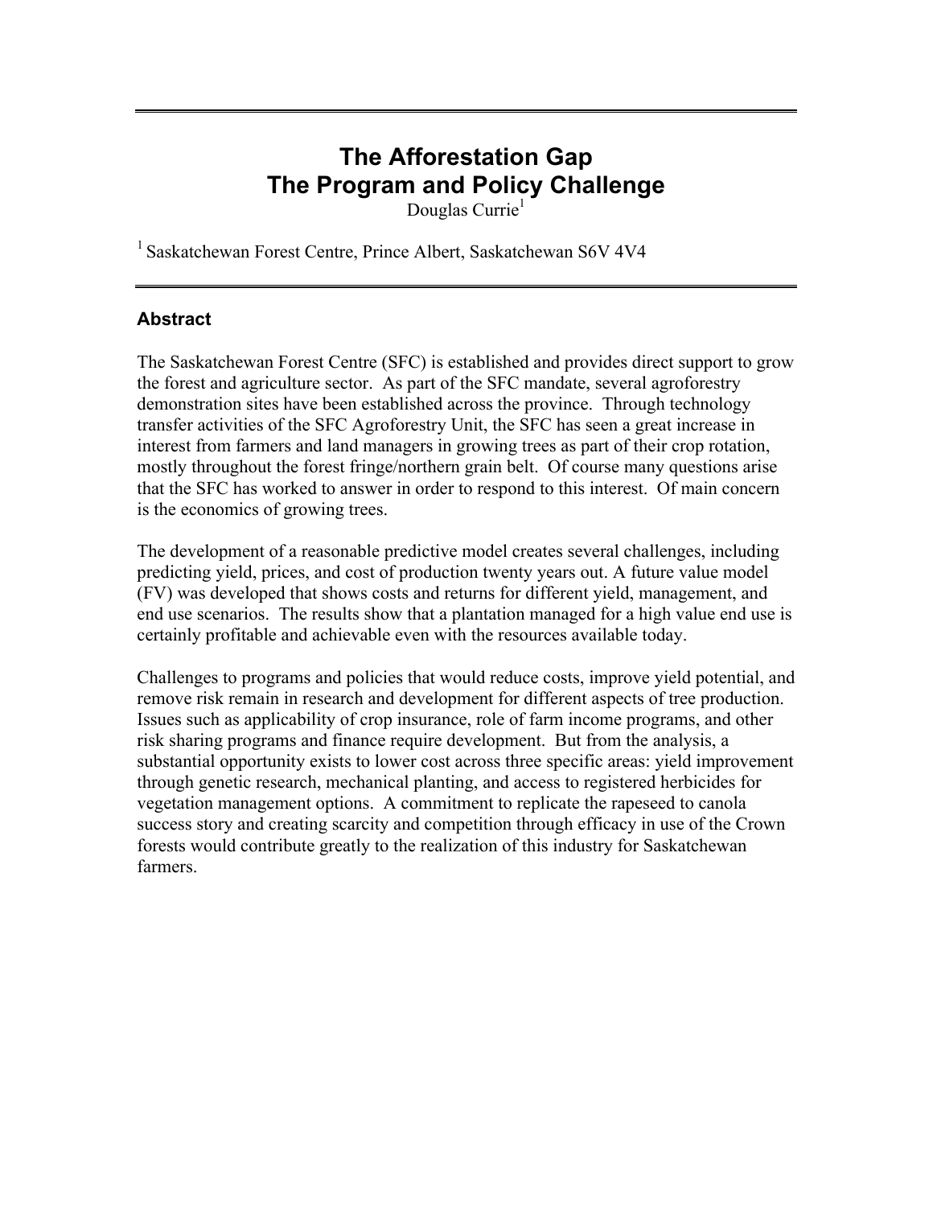# The Afforestation Gap
# The Program and Policy Challenge

Douglas Currie[1]

[1] Saskatchewan Forest Centre, Prince Albert, Saskatchewan S6V 4V4

## Abstract

The Saskatchewan Forest Centre (SFC) is established and provides direct support to grow the forest and agriculture sector. As part of the SFC mandate, several agroforestry demonstration sites have been established across the province. Through technology transfer activities of the SFC Agroforestry Unit, the SFC has seen a great increase in interest from farmers and land managers in growing trees as part of their crop rotation, mostly throughout the forest fringe/northern grain belt. Of course many questions arise that the SFC has worked to answer in order to respond to this interest. Of main concern is the economics of growing trees.

The development of a reasonable predictive model creates several challenges, including predicting yield, prices, and cost of production twenty years out. A future value model (FV) was developed that shows costs and returns for different yield, management, and end use scenarios. The results show that a plantation managed for a high value end use is certainly profitable and achievable even with the resources available today.

Challenges to programs and policies that would reduce costs, improve yield potential, and remove risk remain in research and development for different aspects of tree production. Issues such as applicability of crop insurance, role of farm income programs, and other risk sharing programs and finance require development. But from the analysis, a substantial opportunity exists to lower cost across three specific areas: yield improvement through genetic research, mechanical planting, and access to registered herbicides for vegetation management options. A commitment to replicate the rapeseed to canola success story and creating scarcity and competition through efficacy in use of the Crown forests would contribute greatly to the realization of this industry for Saskatchewan farmers.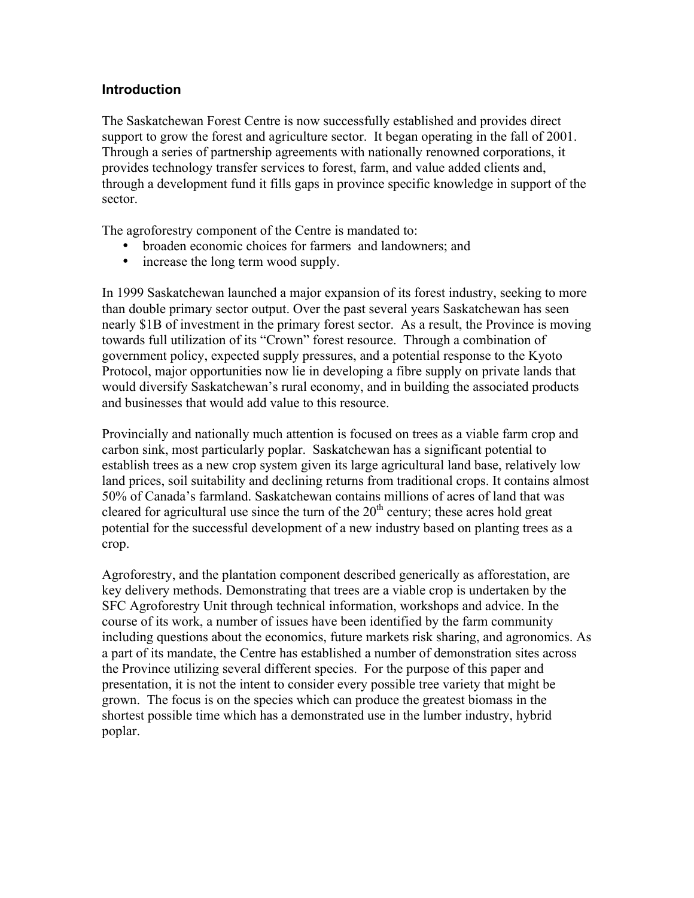## Introduction

The Saskatchewan Forest Centre is now successfully established and provides direct support to grow the forest and agriculture sector. It began operating in the fall of 2001. Through a series of partnership agreements with nationally renowned corporations, it provides technology transfer services to forest, farm, and value added clients and, through a development fund it fills gaps in province specific knowledge in support of the sector.

The agroforestry component of the Centre is mandated to:

- broaden economic choices for farmers and landowners; and
- increase the long term wood supply.

In 1999 Saskatchewan launched a major expansion of its forest industry, seeking to more than double primary sector output. Over the past several years Saskatchewan has seen nearly $1B of investment in the primary forest sector. As a result, the Province is moving towards full utilization of its "Crown" forest resource. Through a combination of government policy, expected supply pressures, and a potential response to the Kyoto Protocol, major opportunities now lie in developing a fibre supply on private lands that would diversify Saskatchewan's rural economy, and in building the associated products and businesses that would add value to this resource.

Provincially and nationally much attention is focused on trees as a viable farm crop and carbon sink, most particularly poplar. Saskatchewan has a significant potential to establish trees as a new crop system given its large agricultural land base, relatively low land prices, soil suitability and declining returns from traditional crops. It contains almost 50% of Canada's farmland. Saskatchewan contains millions of acres of land that was cleared for agricultural use since the turn of the 20th century; these acres hold great potential for the successful development of a new industry based on planting trees as a crop.

Agroforestry, and the plantation component described generically as afforestation, are key delivery methods. Demonstrating that trees are a viable crop is undertaken by the SFC Agroforestry Unit through technical information, workshops and advice. In the course of its work, a number of issues have been identified by the farm community including questions about the economics, future markets risk sharing, and agronomics. As a part of its mandate, the Centre has established a number of demonstration sites across the Province utilizing several different species. For the purpose of this paper and presentation, it is not the intent to consider every possible tree variety that might be grown. The focus is on the species which can produce the greatest biomass in the shortest possible time which has a demonstrated use in the lumber industry, hybrid poplar.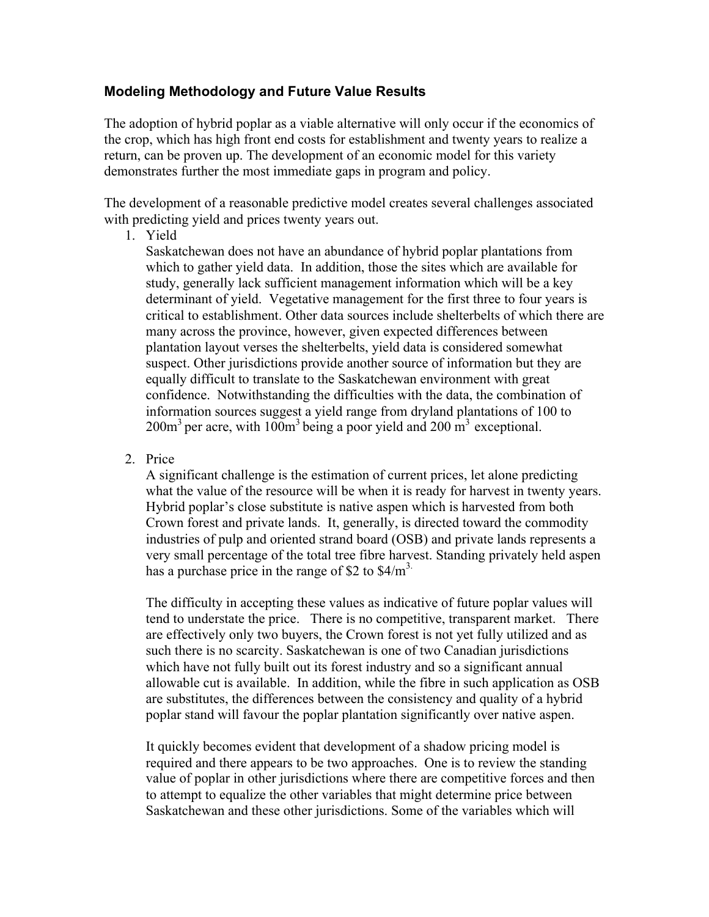## Modeling Methodology and Future Value Results

The adoption of hybrid poplar as a viable alternative will only occur if the economics of the crop, which has high front end costs for establishment and twenty years to realize a return, can be proven up. The development of an economic model for this variety demonstrates further the most immediate gaps in program and policy.

The development of a reasonable predictive model creates several challenges associated with predicting yield and prices twenty years out.

1. Yield

   Saskatchewan does not have an abundance of hybrid poplar plantations from which to gather yield data. In addition, those the sites which are available for study, generally lack sufficient management information which will be a key determinant of yield. Vegetative management for the first three to four years is critical to establishment. Other data sources include shelterbelts of which there are many across the province, however, given expected differences between plantation layout verses the shelterbelts, yield data is considered somewhat suspect. Other jurisdictions provide another source of information but they are equally difficult to translate to the Saskatchewan environment with great confidence. Notwithstanding the difficulties with the data, the combination of information sources suggest a yield range from dryland plantations of 100 to $200m^3$ per acre, with $100m^3$ being a poor yield and 200 $m^3$ exceptional.

2. Price

   A significant challenge is the estimation of current prices, let alone predicting what the value of the resource will be when it is ready for harvest in twenty years. Hybrid poplar's close substitute is native aspen which is harvested from both Crown forest and private lands. It, generally, is directed toward the commodity industries of pulp and oriented strand board (OSB) and private lands represents a very small percentage of the total tree fibre harvest. Standing privately held aspen has a purchase price in the range of \$2 to \$4/$m^3$.

   The difficulty in accepting these values as indicative of future poplar values will tend to understate the price. There is no competitive, transparent market. There are effectively only two buyers, the Crown forest is not yet fully utilized and as such there is no scarcity. Saskatchewan is one of two Canadian jurisdictions which have not fully built out its forest industry and so a significant annual allowable cut is available. In addition, while the fibre in such application as OSB are substitutes, the differences between the consistency and quality of a hybrid poplar stand will favour the poplar plantation significantly over native aspen.

   It quickly becomes evident that development of a shadow pricing model is required and there appears to be two approaches. One is to review the standing value of poplar in other jurisdictions where there are competitive forces and then to attempt to equalize the other variables that might determine price between Saskatchewan and these other jurisdictions. Some of the variables which will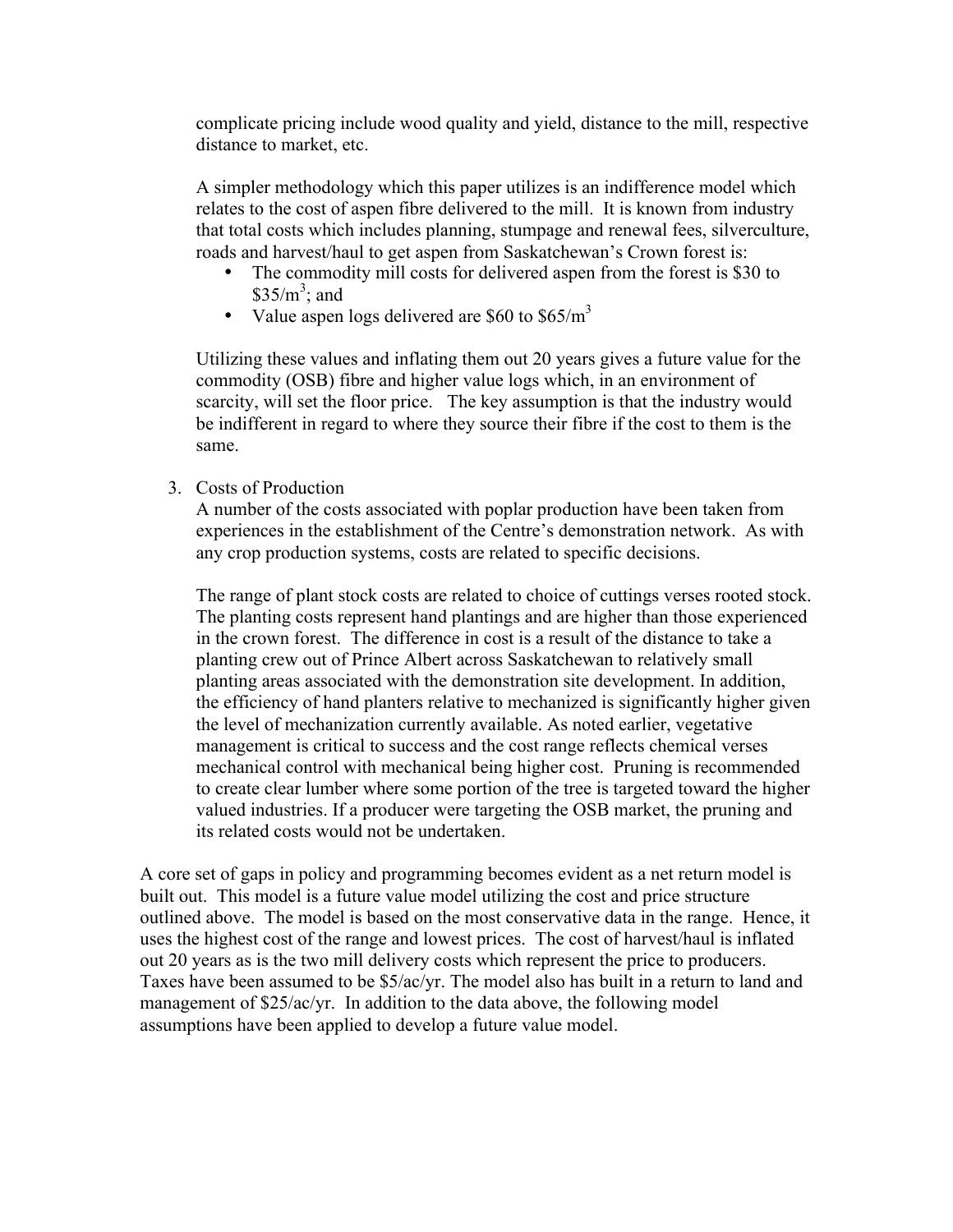complicate pricing include wood quality and yield, distance to the mill, respective distance to market, etc.

A simpler methodology which this paper utilizes is an indifference model which relates to the cost of aspen fibre delivered to the mill. It is known from industry that total costs which includes planning, stumpage and renewal fees, silverculture, roads and harvest/haul to get aspen from Saskatchewan's Crown forest is:

- The commodity mill costs for delivered aspen from the forest is \$30 to \$35/m$^3$; and
- Value aspen logs delivered are \$60 to \$65/m$^3$

Utilizing these values and inflating them out 20 years gives a future value for the commodity (OSB) fibre and higher value logs which, in an environment of scarcity, will set the floor price. The key assumption is that the industry would be indifferent in regard to where they source their fibre if the cost to them is the same.

3. Costs of Production

   A number of the costs associated with poplar production have been taken from experiences in the establishment of the Centre's demonstration network. As with any crop production systems, costs are related to specific decisions.

   The range of plant stock costs are related to choice of cuttings verses rooted stock. The planting costs represent hand plantings and are higher than those experienced in the crown forest. The difference in cost is a result of the distance to take a planting crew out of Prince Albert across Saskatchewan to relatively small planting areas associated with the demonstration site development. In addition, the efficiency of hand planters relative to mechanized is significantly higher given the level of mechanization currently available. As noted earlier, vegetative management is critical to success and the cost range reflects chemical verses mechanical control with mechanical being higher cost. Pruning is recommended to create clear lumber where some portion of the tree is targeted toward the higher valued industries. If a producer were targeting the OSB market, the pruning and its related costs would not be undertaken.

A core set of gaps in policy and programming becomes evident as a net return model is built out. This model is a future value model utilizing the cost and price structure outlined above. The model is based on the most conservative data in the range. Hence, it uses the highest cost of the range and lowest prices. The cost of harvest/haul is inflated out 20 years as is the two mill delivery costs which represent the price to producers. Taxes have been assumed to be \$5/ac/yr. The model also has built in a return to land and management of \$25/ac/yr. In addition to the data above, the following model assumptions have been applied to develop a future value model.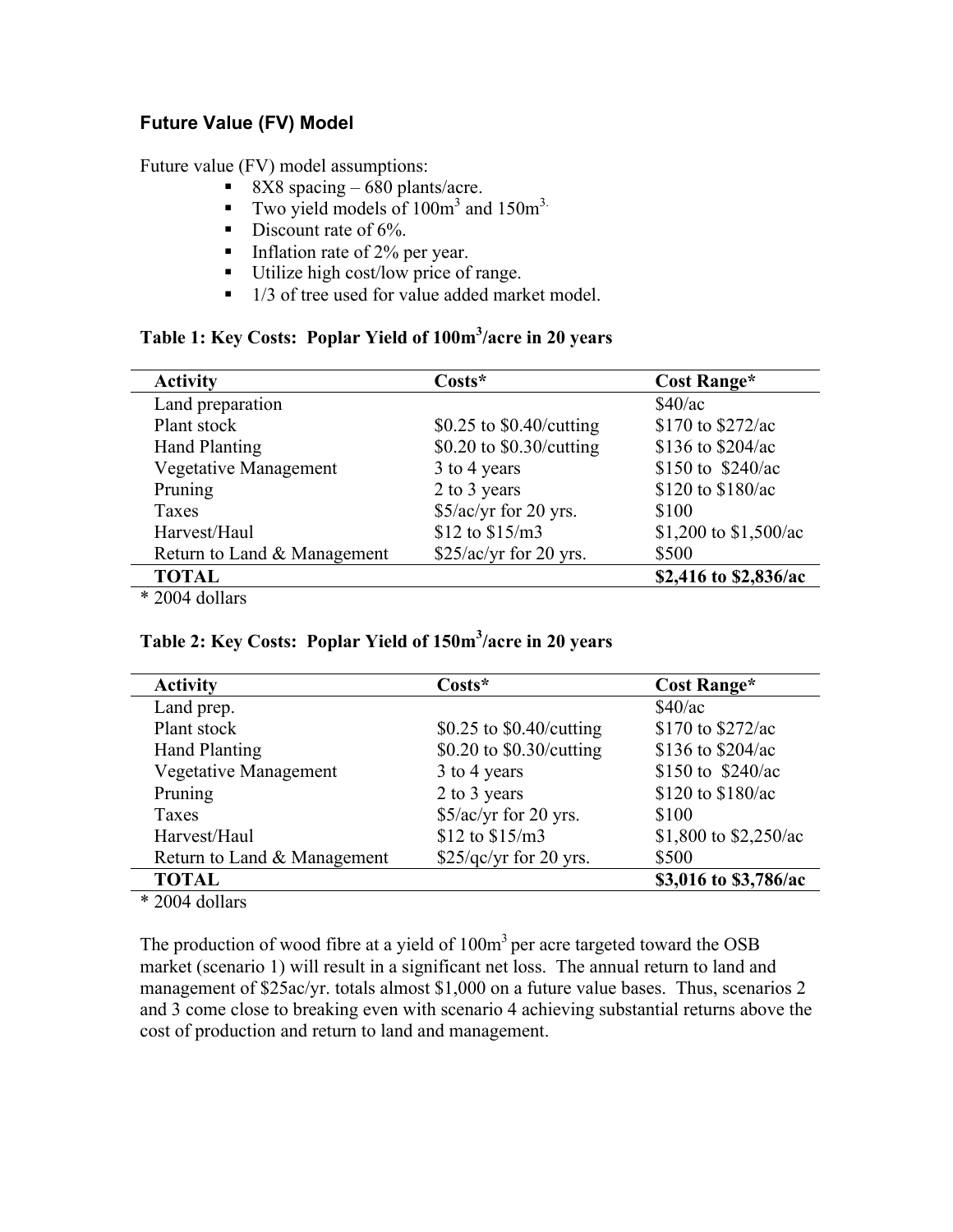### Future Value (FV) Model

Future value (FV) model assumptions:

- 8X8 spacing – 680 plants/acre.
- Two yield models of $100m^3$ and $150m^3$.
- Discount rate of 6%.
- Inflation rate of 2% per year.
- Utilize high cost/low price of range.
- 1/3 of tree used for value added market model.

**Table 1: Key Costs: Poplar Yield of $100m^3$/acre in 20 years**

| Activity | Costs* | Cost Range* |
|---|---|---|
| Land preparation | | $40/ac |
| Plant stock | $0.25 to $0.40/cutting | $170 to $272/ac |
| Hand Planting | $0.20 to $0.30/cutting | $136 to $204/ac |
| Vegetative Management | 3 to 4 years | $150 to $240/ac |
| Pruning | 2 to 3 years | $120 to $180/ac |
| Taxes | $5/ac/yr for 20 yrs. | $100 |
| Harvest/Haul | $12 to $15/m3 | $1,200 to $1,500/ac |
| Return to Land & Management | $25/ac/yr for 20 yrs. | $500 |
| **TOTAL** | | **$2,416 to $2,836/ac** |

\* 2004 dollars

**Table 2: Key Costs: Poplar Yield of $150m^3$/acre in 20 years**

| Activity | Costs* | Cost Range* |
|---|---|---|
| Land prep. | | $40/ac |
| Plant stock | $0.25 to $0.40/cutting | $170 to $272/ac |
| Hand Planting | $0.20 to $0.30/cutting | $136 to $204/ac |
| Vegetative Management | 3 to 4 years | $150 to $240/ac |
| Pruning | 2 to 3 years | $120 to $180/ac |
| Taxes | $5/ac/yr for 20 yrs. | $100 |
| Harvest/Haul | $12 to $15/m3 | $1,800 to $2,250/ac |
| Return to Land & Management | $25/qc/yr for 20 yrs. | $500 |
| **TOTAL** | | **$3,016 to $3,786/ac** |

\* 2004 dollars

The production of wood fibre at a yield of $100m^3$ per acre targeted toward the OSB market (scenario 1) will result in a significant net loss. The annual return to land and management of $25ac/yr. totals almost $1,000 on a future value bases. Thus, scenarios 2 and 3 come close to breaking even with scenario 4 achieving substantial returns above the cost of production and return to land and management.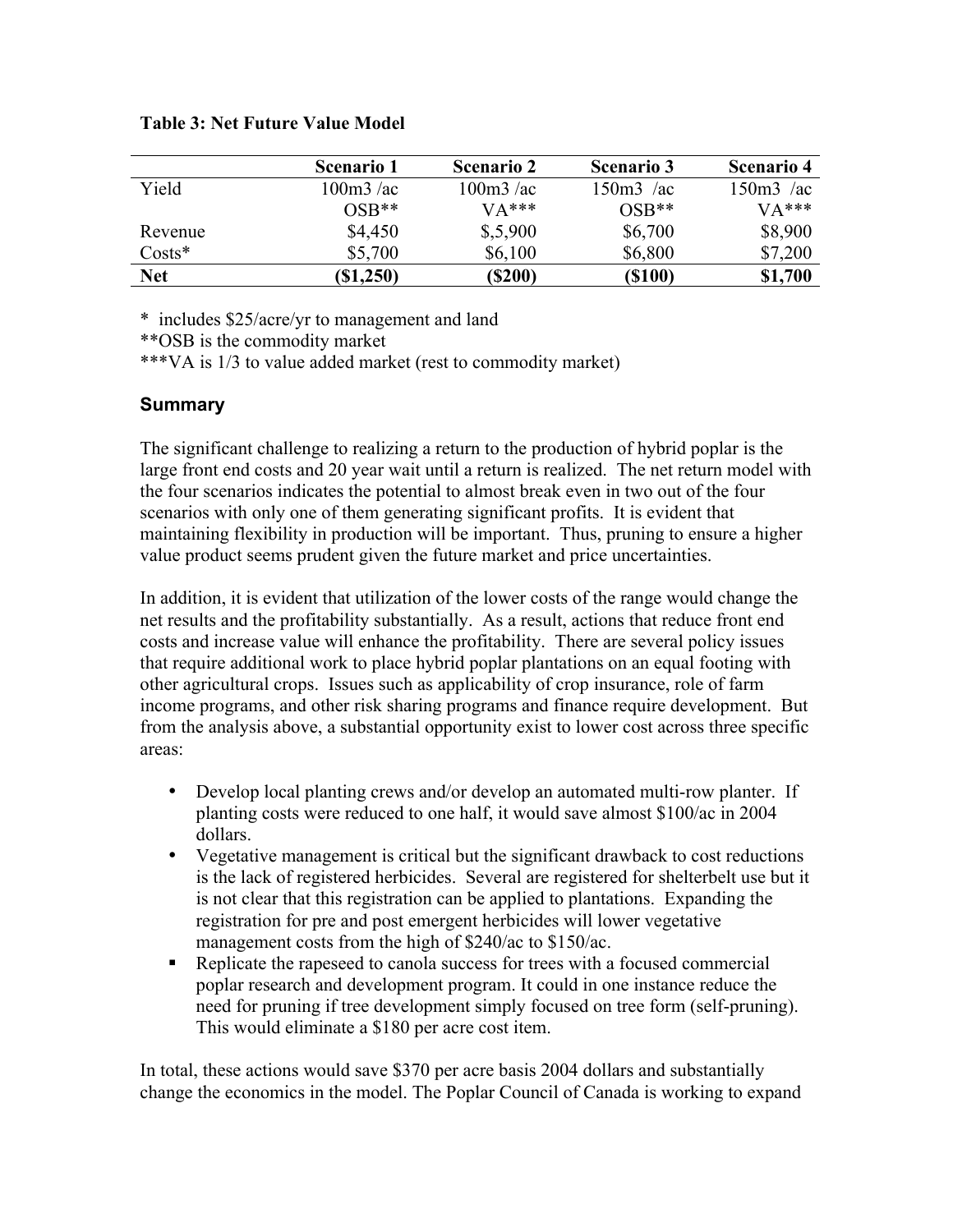**Table 3: Net Future Value Model**

| | Scenario 1 | Scenario 2 | Scenario 3 | Scenario 4 |
|---|---|---|---|---|
| Yield | 100m3 /ac | 100m3 /ac | 150m3 /ac | 150m3 /ac |
| | OSB** | VA*** | OSB** | VA*** |
| Revenue | $4,450 | $,5,900 | $6,700 | $8,900 |
| Costs* | $5,700 | $6,100 | $6,800 | $7,200 |
| **Net** | **($1,250)** | **($200)** | **($100)** | **$1,700** |

* includes $25/acre/yr to management and land
**OSB is the commodity market
***VA is 1/3 to value added market (rest to commodity market)

## Summary

The significant challenge to realizing a return to the production of hybrid poplar is the large front end costs and 20 year wait until a return is realized. The net return model with the four scenarios indicates the potential to almost break even in two out of the four scenarios with only one of them generating significant profits. It is evident that maintaining flexibility in production will be important. Thus, pruning to ensure a higher value product seems prudent given the future market and price uncertainties.

In addition, it is evident that utilization of the lower costs of the range would change the net results and the profitability substantially. As a result, actions that reduce front end costs and increase value will enhance the profitability. There are several policy issues that require additional work to place hybrid poplar plantations on an equal footing with other agricultural crops. Issues such as applicability of crop insurance, role of farm income programs, and other risk sharing programs and finance require development. But from the analysis above, a substantial opportunity exist to lower cost across three specific areas:

- Develop local planting crews and/or develop an automated multi-row planter. If planting costs were reduced to one half, it would save almost $100/ac in 2004 dollars.
- Vegetative management is critical but the significant drawback to cost reductions is the lack of registered herbicides. Several are registered for shelterbelt use but it is not clear that this registration can be applied to plantations. Expanding the registration for pre and post emergent herbicides will lower vegetative management costs from the high of $240/ac to $150/ac.
- Replicate the rapeseed to canola success for trees with a focused commercial poplar research and development program. It could in one instance reduce the need for pruning if tree development simply focused on tree form (self-pruning). This would eliminate a $180 per acre cost item.

In total, these actions would save $370 per acre basis 2004 dollars and substantially change the economics in the model. The Poplar Council of Canada is working to expand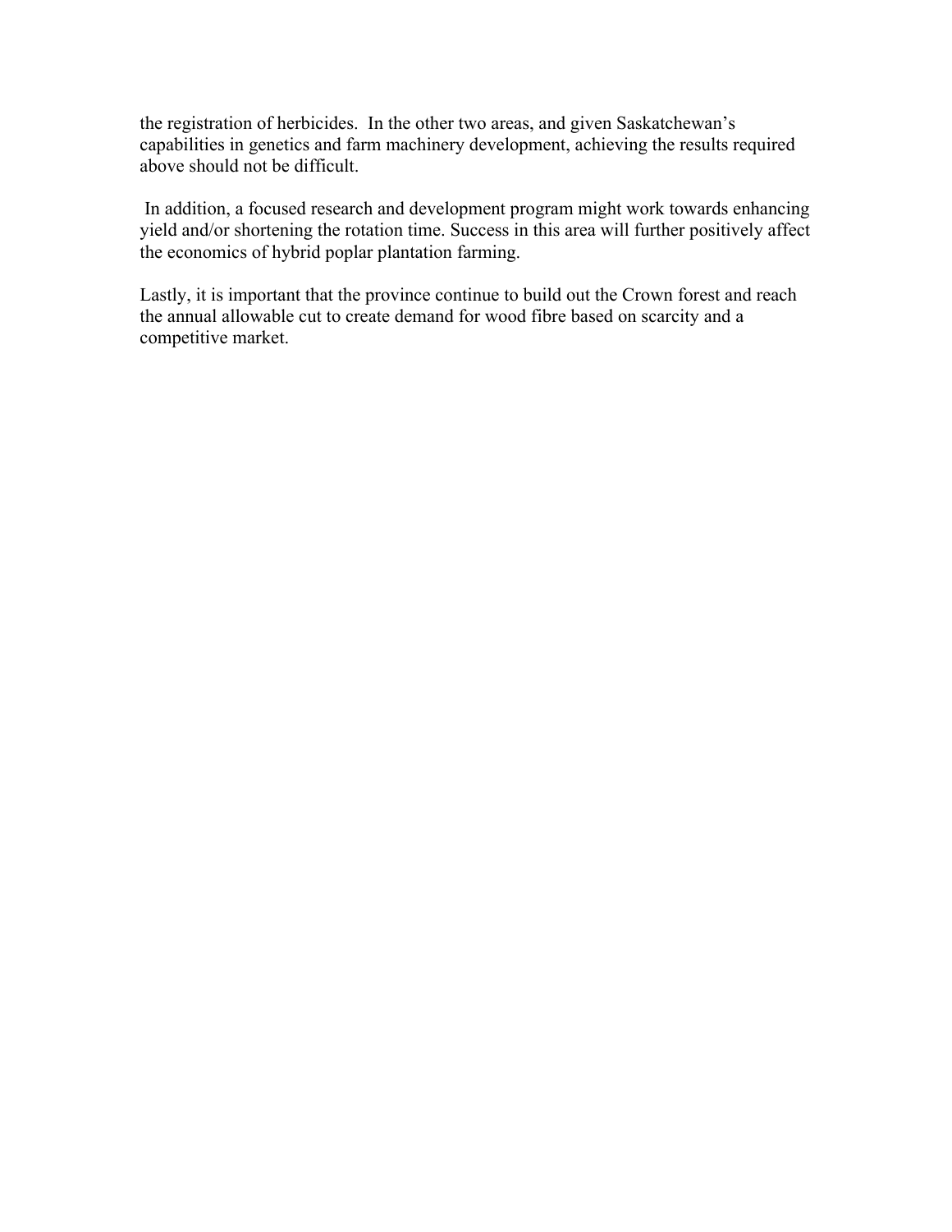the registration of herbicides. In the other two areas, and given Saskatchewan's capabilities in genetics and farm machinery development, achieving the results required above should not be difficult.

In addition, a focused research and development program might work towards enhancing yield and/or shortening the rotation time. Success in this area will further positively affect the economics of hybrid poplar plantation farming.

Lastly, it is important that the province continue to build out the Crown forest and reach the annual allowable cut to create demand for wood fibre based on scarcity and a competitive market.